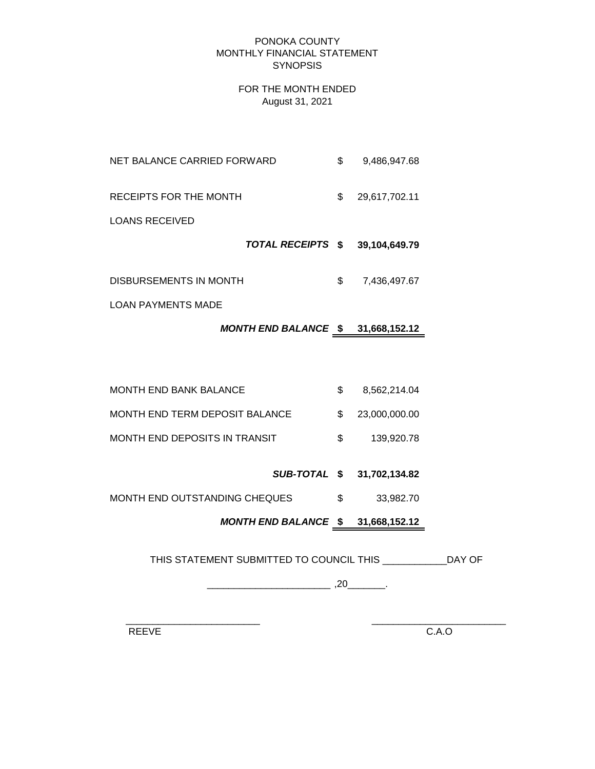PONOKA COUNTY
MONTHLY FINANCIAL STATEMENT
SYNOPSIS

FOR THE MONTH ENDED
August 31, 2021

| | | |
|---|---|---|
| NET BALANCE CARRIED FORWARD | $ | 9,486,947.68 |
| RECEIPTS FOR THE MONTH | $ | 29,617,702.11 |
| LOANS RECEIVED | | |
| ***TOTAL RECEIPTS*** | **$** | **39,104,649.79** |
| DISBURSEMENTS IN MONTH | $ | 7,436,497.67 |
| LOAN PAYMENTS MADE | | |
| ***MONTH END BALANCE*** | **$** | **31,668,152.12** |

| | | |
|---|---|---|
| MONTH END BANK BALANCE | $ | 8,562,214.04 |
| MONTH END TERM DEPOSIT BALANCE | $ | 23,000,000.00 |
| MONTH END DEPOSITS IN TRANSIT | $ | 139,920.78 |
| ***SUB-TOTAL*** | **$** | **31,702,134.82** |
| MONTH END OUTSTANDING CHEQUES | $ | 33,982.70 |
| ***MONTH END BALANCE*** | **$** | **31,668,152.12** |

THIS STATEMENT SUBMITTED TO COUNCIL THIS ___________DAY OF

_____________________ ,20_______.

_______________________ REEVE

_______________________ C.A.O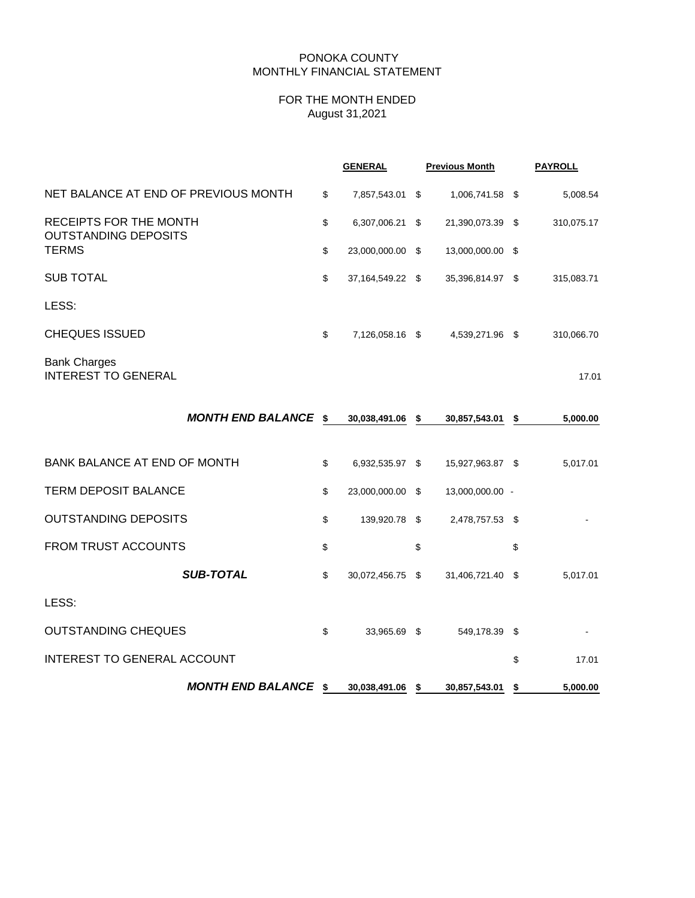PONOKA COUNTY
MONTHLY FINANCIAL STATEMENT

FOR THE MONTH ENDED
August 31,2021

| | GENERAL | Previous Month | PAYROLL |
|---|---|---|---|
| NET BALANCE AT END OF PREVIOUS MONTH | $ 7,857,543.01 | $ 1,006,741.58 | $ 5,008.54 |
| RECEIPTS FOR THE MONTH | $ 6,307,006.21 | $ 21,390,073.39 | $ 310,075.17 |
| OUTSTANDING DEPOSITS | | | |
| TERMS | $ 23,000,000.00 | $ 13,000,000.00 | $ |
| SUB TOTAL | $ 37,164,549.22 | $ 35,396,814.97 | $ 315,083.71 |
| LESS: | | | |
| CHEQUES ISSUED | $ 7,126,058.16 | $ 4,539,271.96 | $ 310,066.70 |
| Bank Charges | | | |
| INTEREST TO GENERAL | | | 17.01 |
| ***MONTH END BALANCE*** | **$ 30,038,491.06** | **$ 30,857,543.01** | **$ 5,000.00** |
| BANK BALANCE AT END OF MONTH | $ 6,932,535.97 | $ 15,927,963.87 | $ 5,017.01 |
| TERM DEPOSIT BALANCE | $ 23,000,000.00 | $ 13,000,000.00 | - |
| OUTSTANDING DEPOSITS | $ 139,920.78 | $ 2,478,757.53 | $ - |
| FROM TRUST ACCOUNTS | $ | $ | $ |
| ***SUB-TOTAL*** | $ 30,072,456.75 | $ 31,406,721.40 | $ 5,017.01 |
| LESS: | | | |
| OUTSTANDING CHEQUES | $ 33,965.69 | $ 549,178.39 | $ - |
| INTEREST TO GENERAL ACCOUNT | | | $ 17.01 |
| ***MONTH END BALANCE*** | **$ 30,038,491.06** | **$ 30,857,543.01** | **$ 5,000.00** |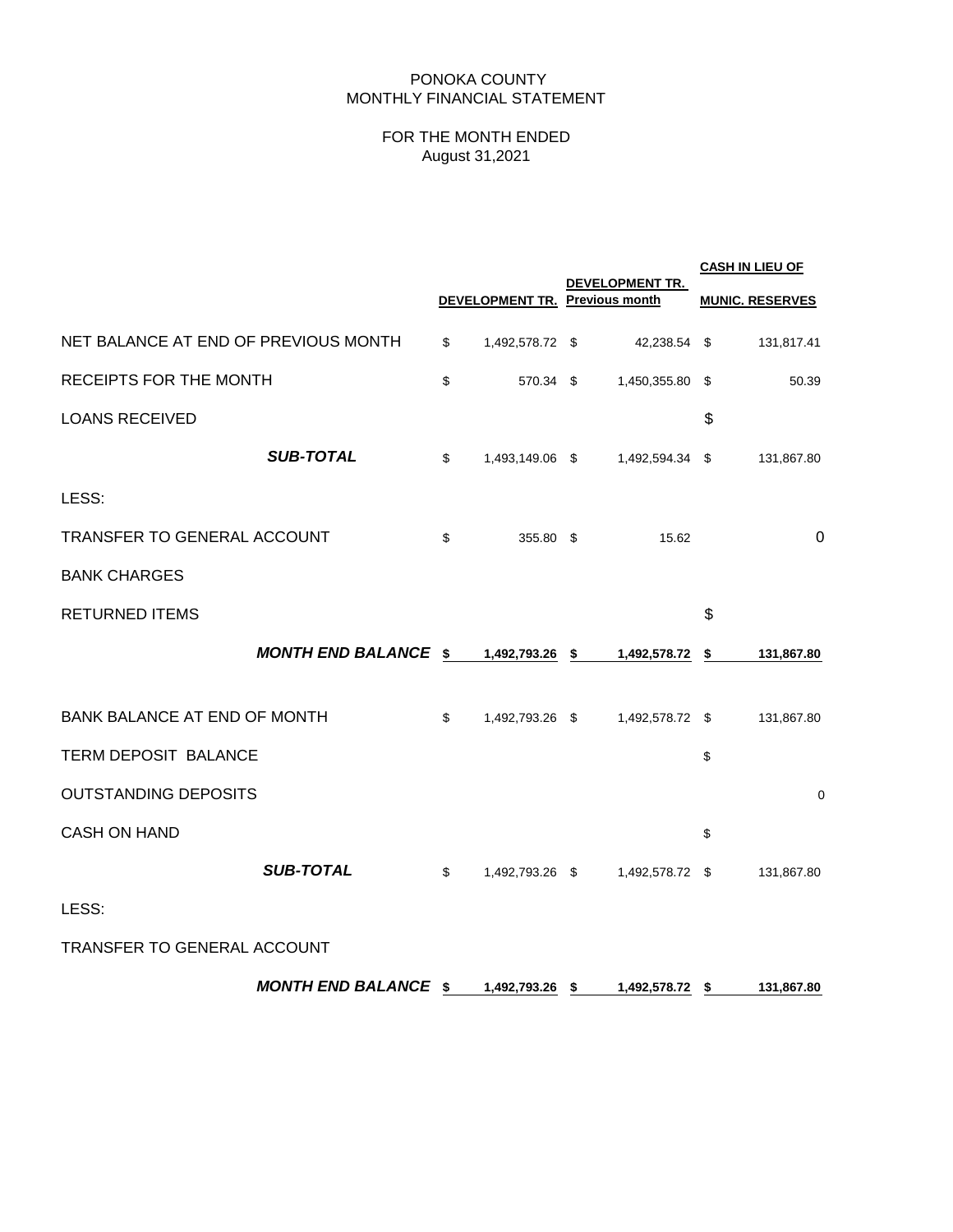PONOKA COUNTY
MONTHLY FINANCIAL STATEMENT

FOR THE MONTH ENDED
August 31,2021

| | DEVELOPMENT TR. | DEVELOPMENT TR. Previous month | CASH IN LIEU OF MUNIC. RESERVES |
|---|---|---|---|
| NET BALANCE AT END OF PREVIOUS MONTH | $ 1,492,578.72 | $ 42,238.54 | $ 131,817.41 |
| RECEIPTS FOR THE MONTH | $ 570.34 | $ 1,450,355.80 | $ 50.39 |
| LOANS RECEIVED | | | $ |
| ***SUB-TOTAL*** | $ 1,493,149.06 | $ 1,492,594.34 | $ 131,867.80 |
| LESS: | | | |
| TRANSFER TO GENERAL ACCOUNT | $ 355.80 | $ 15.62 | 0 |
| BANK CHARGES | | | |
| RETURNED ITEMS | | | $ |
| ***MONTH END BALANCE*** | **$ 1,492,793.26** | **$ 1,492,578.72** | **$ 131,867.80** |
| BANK BALANCE AT END OF MONTH | $ 1,492,793.26 | $ 1,492,578.72 | $ 131,867.80 |
| TERM DEPOSIT BALANCE | | | $ |
| OUTSTANDING DEPOSITS | | | 0 |
| CASH ON HAND | | | $ |
| ***SUB-TOTAL*** | $ 1,492,793.26 | $ 1,492,578.72 | $ 131,867.80 |
| LESS: | | | |
| TRANSFER TO GENERAL ACCOUNT | | | |
| ***MONTH END BALANCE*** | **$ 1,492,793.26** | **$ 1,492,578.72** | **$ 131,867.80** |